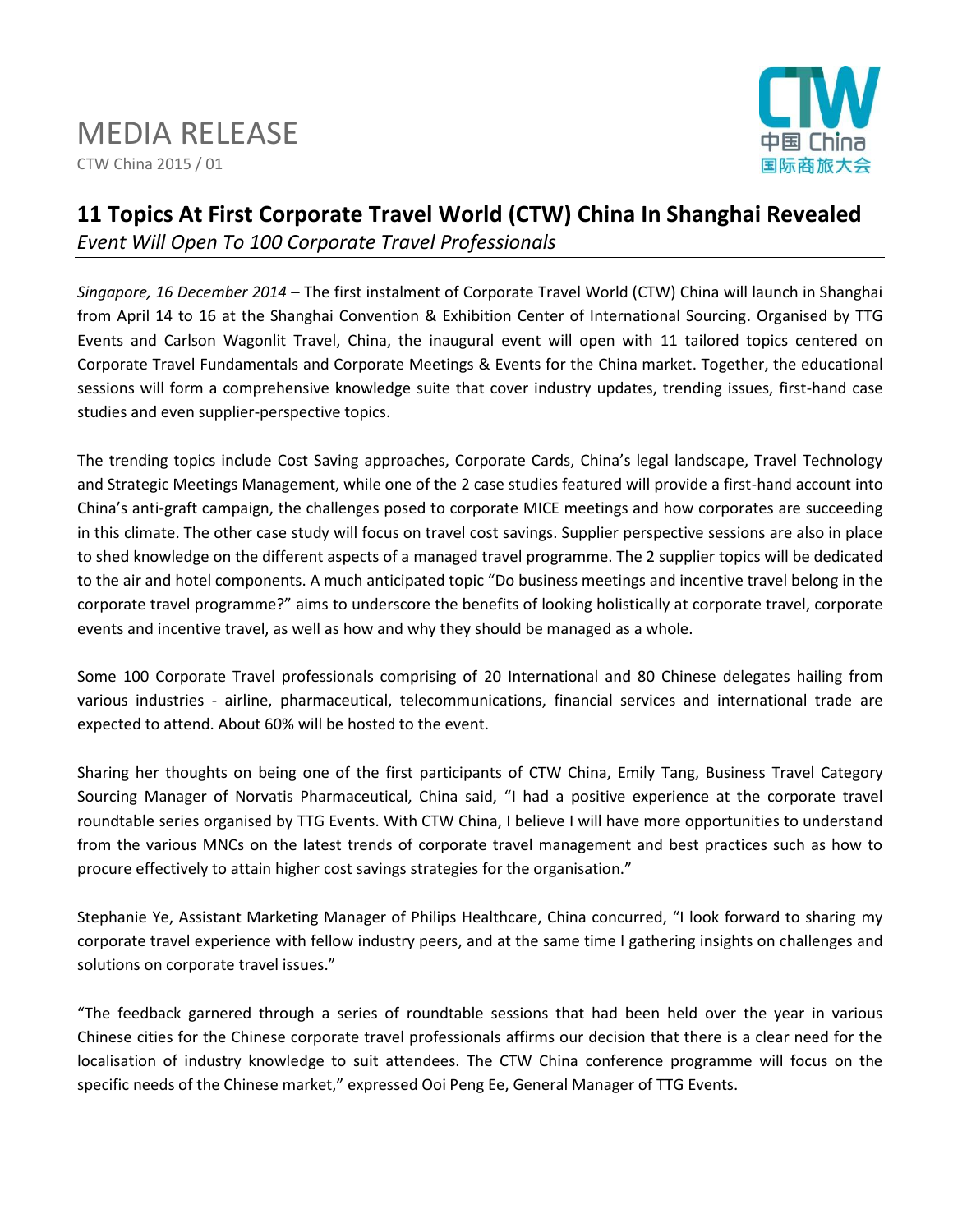# MEDIA RELEASE

CTW China 2015 / 01

CTW 中国 China 国际商旅大会

## 11 Topics At First Corporate Travel World (CTW) China In Shanghai Revealed

*Event Will Open To 100 Corporate Travel Professionals*

*Singapore, 16 December 2014* – The first instalment of Corporate Travel World (CTW) China will launch in Shanghai from April 14 to 16 at the Shanghai Convention & Exhibition Center of International Sourcing. Organised by TTG Events and Carlson Wagonlit Travel, China, the inaugural event will open with 11 tailored topics centered on Corporate Travel Fundamentals and Corporate Meetings & Events for the China market. Together, the educational sessions will form a comprehensive knowledge suite that cover industry updates, trending issues, first-hand case studies and even supplier-perspective topics.

The trending topics include Cost Saving approaches, Corporate Cards, China's legal landscape, Travel Technology and Strategic Meetings Management, while one of the 2 case studies featured will provide a first-hand account into China's anti-graft campaign, the challenges posed to corporate MICE meetings and how corporates are succeeding in this climate. The other case study will focus on travel cost savings. Supplier perspective sessions are also in place to shed knowledge on the different aspects of a managed travel programme. The 2 supplier topics will be dedicated to the air and hotel components. A much anticipated topic "Do business meetings and incentive travel belong in the corporate travel programme?" aims to underscore the benefits of looking holistically at corporate travel, corporate events and incentive travel, as well as how and why they should be managed as a whole.

Some 100 Corporate Travel professionals comprising of 20 International and 80 Chinese delegates hailing from various industries - airline, pharmaceutical, telecommunications, financial services and international trade are expected to attend. About 60% will be hosted to the event.

Sharing her thoughts on being one of the first participants of CTW China, Emily Tang, Business Travel Category Sourcing Manager of Norvatis Pharmaceutical, China said, "I had a positive experience at the corporate travel roundtable series organised by TTG Events. With CTW China, I believe I will have more opportunities to understand from the various MNCs on the latest trends of corporate travel management and best practices such as how to procure effectively to attain higher cost savings strategies for the organisation."

Stephanie Ye, Assistant Marketing Manager of Philips Healthcare, China concurred, "I look forward to sharing my corporate travel experience with fellow industry peers, and at the same time I gathering insights on challenges and solutions on corporate travel issues."

"The feedback garnered through a series of roundtable sessions that had been held over the year in various Chinese cities for the Chinese corporate travel professionals affirms our decision that there is a clear need for the localisation of industry knowledge to suit attendees. The CTW China conference programme will focus on the specific needs of the Chinese market," expressed Ooi Peng Ee, General Manager of TTG Events.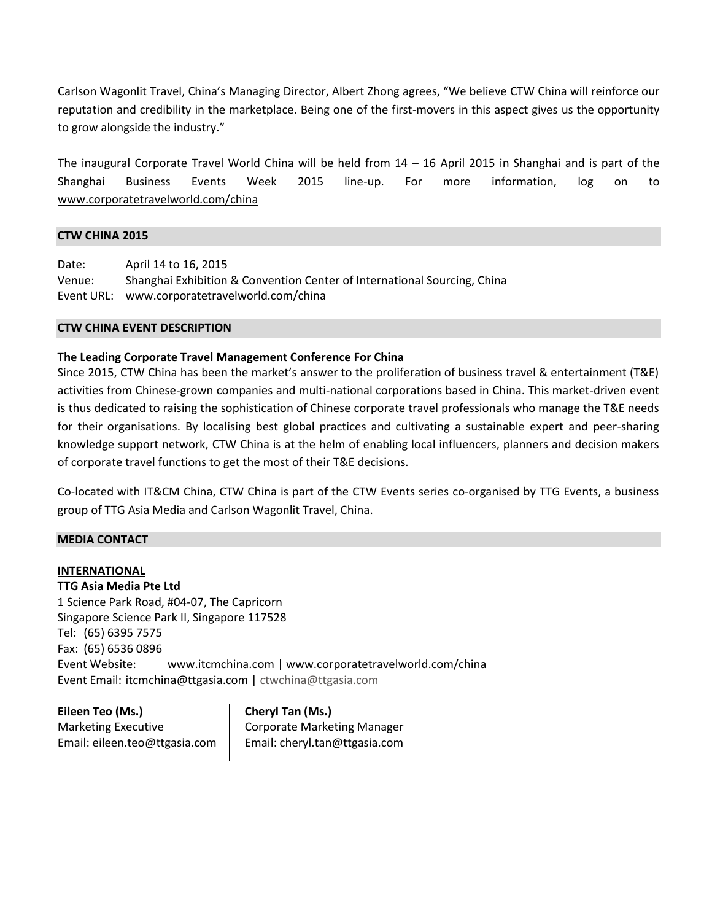Carlson Wagonlit Travel, China's Managing Director, Albert Zhong agrees, "We believe CTW China will reinforce our reputation and credibility in the marketplace. Being one of the first-movers in this aspect gives us the opportunity to grow alongside the industry."

The inaugural Corporate Travel World China will be held from 14 – 16 April 2015 in Shanghai and is part of the Shanghai Business Events Week 2015 line-up. For more information, log on to www.corporatetravelworld.com/china

## CTW CHINA 2015

Date: April 14 to 16, 2015
Venue: Shanghai Exhibition & Convention Center of International Sourcing, China
Event URL: www.corporatetravelworld.com/china

## CTW CHINA EVENT DESCRIPTION

**The Leading Corporate Travel Management Conference For China**

Since 2015, CTW China has been the market's answer to the proliferation of business travel & entertainment (T&E) activities from Chinese-grown companies and multi-national corporations based in China. This market-driven event is thus dedicated to raising the sophistication of Chinese corporate travel professionals who manage the T&E needs for their organisations. By localising best global practices and cultivating a sustainable expert and peer-sharing knowledge support network, CTW China is at the helm of enabling local influencers, planners and decision makers of corporate travel functions to get the most of their T&E decisions.

Co-located with IT&CM China, CTW China is part of the CTW Events series co-organised by TTG Events, a business group of TTG Asia Media and Carlson Wagonlit Travel, China.

## MEDIA CONTACT

**INTERNATIONAL**
**TTG Asia Media Pte Ltd**
1 Science Park Road, #04-07, The Capricorn
Singapore Science Park II, Singapore 117528
Tel: (65) 6395 7575
Fax: (65) 6536 0896
Event Website: www.itcmchina.com | www.corporatetravelworld.com/china
Event Email: itcmchina@ttgasia.com | ctwchina@ttgasia.com

**Eileen Teo (Ms.)**
Marketing Executive
Email: eileen.teo@ttgasia.com

**Cheryl Tan (Ms.)**
Corporate Marketing Manager
Email: cheryl.tan@ttgasia.com